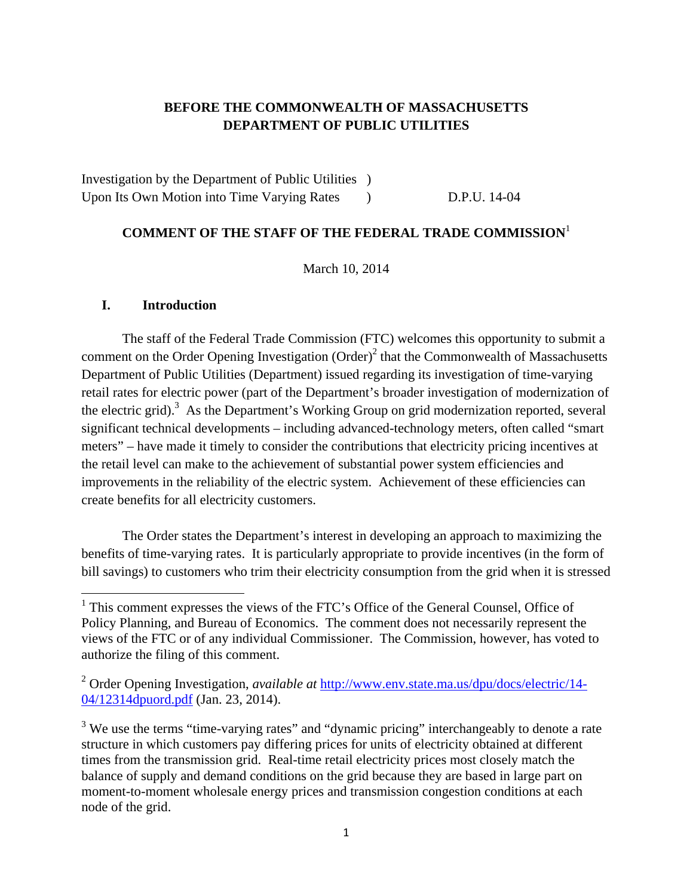**BEFORE THE COMMONWEALTH OF MASSACHUSETTS**
**DEPARTMENT OF PUBLIC UTILITIES**

Investigation by the Department of Public Utilities )
Upon Its Own Motion into Time Varying Rates ) D.P.U. 14-04

**COMMENT OF THE STAFF OF THE FEDERAL TRADE COMMISSION**[1]

March 10, 2014

## I. Introduction

The staff of the Federal Trade Commission (FTC) welcomes this opportunity to submit a comment on the Order Opening Investigation (Order)[2] that the Commonwealth of Massachusetts Department of Public Utilities (Department) issued regarding its investigation of time-varying retail rates for electric power (part of the Department's broader investigation of modernization of the electric grid).[3] As the Department's Working Group on grid modernization reported, several significant technical developments – including advanced-technology meters, often called "smart meters" – have made it timely to consider the contributions that electricity pricing incentives at the retail level can make to the achievement of substantial power system efficiencies and improvements in the reliability of the electric system. Achievement of these efficiencies can create benefits for all electricity customers.

The Order states the Department's interest in developing an approach to maximizing the benefits of time-varying rates. It is particularly appropriate to provide incentives (in the form of bill savings) to customers who trim their electricity consumption from the grid when it is stressed

---

[1] This comment expresses the views of the FTC's Office of the General Counsel, Office of Policy Planning, and Bureau of Economics. The comment does not necessarily represent the views of the FTC or of any individual Commissioner. The Commission, however, has voted to authorize the filing of this comment.

[2] Order Opening Investigation, *available at* [http://www.env.state.ma.us/dpu/docs/electric/14-04/12314dpuord.pdf](http://www.env.state.ma.us/dpu/docs/electric/14-04/12314dpuord.pdf) (Jan. 23, 2014).

[3] We use the terms "time-varying rates" and "dynamic pricing" interchangeably to denote a rate structure in which customers pay differing prices for units of electricity obtained at different times from the transmission grid. Real-time retail electricity prices most closely match the balance of supply and demand conditions on the grid because they are based in large part on moment-to-moment wholesale energy prices and transmission congestion conditions at each node of the grid.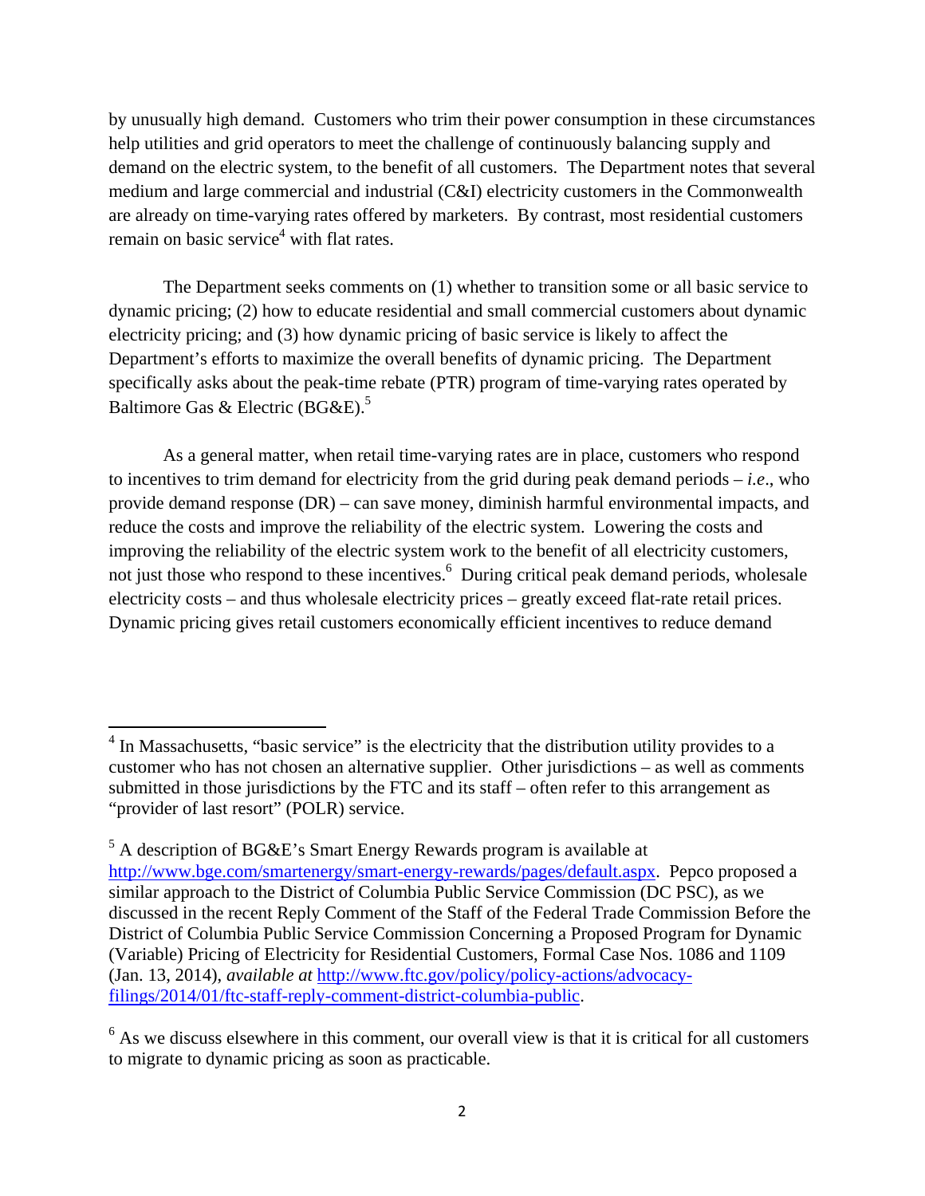by unusually high demand. Customers who trim their power consumption in these circumstances help utilities and grid operators to meet the challenge of continuously balancing supply and demand on the electric system, to the benefit of all customers. The Department notes that several medium and large commercial and industrial (C&I) electricity customers in the Commonwealth are already on time-varying rates offered by marketers. By contrast, most residential customers remain on basic service[4] with flat rates.

The Department seeks comments on (1) whether to transition some or all basic service to dynamic pricing; (2) how to educate residential and small commercial customers about dynamic electricity pricing; and (3) how dynamic pricing of basic service is likely to affect the Department's efforts to maximize the overall benefits of dynamic pricing. The Department specifically asks about the peak-time rebate (PTR) program of time-varying rates operated by Baltimore Gas & Electric (BG&E).[5]

As a general matter, when retail time-varying rates are in place, customers who respond to incentives to trim demand for electricity from the grid during peak demand periods – *i.e.*, who provide demand response (DR) – can save money, diminish harmful environmental impacts, and reduce the costs and improve the reliability of the electric system. Lowering the costs and improving the reliability of the electric system work to the benefit of all electricity customers, not just those who respond to these incentives.[6] During critical peak demand periods, wholesale electricity costs – and thus wholesale electricity prices – greatly exceed flat-rate retail prices. Dynamic pricing gives retail customers economically efficient incentives to reduce demand

---

[4] In Massachusetts, "basic service" is the electricity that the distribution utility provides to a customer who has not chosen an alternative supplier. Other jurisdictions – as well as comments submitted in those jurisdictions by the FTC and its staff – often refer to this arrangement as "provider of last resort" (POLR) service.

[5] A description of BG&E's Smart Energy Rewards program is available at http://www.bge.com/smartenergy/smart-energy-rewards/pages/default.aspx. Pepco proposed a similar approach to the District of Columbia Public Service Commission (DC PSC), as we discussed in the recent Reply Comment of the Staff of the Federal Trade Commission Before the District of Columbia Public Service Commission Concerning a Proposed Program for Dynamic (Variable) Pricing of Electricity for Residential Customers, Formal Case Nos. 1086 and 1109 (Jan. 13, 2014), *available at* http://www.ftc.gov/policy/policy-actions/advocacy-filings/2014/01/ftc-staff-reply-comment-district-columbia-public.

[6] As we discuss elsewhere in this comment, our overall view is that it is critical for all customers to migrate to dynamic pricing as soon as practicable.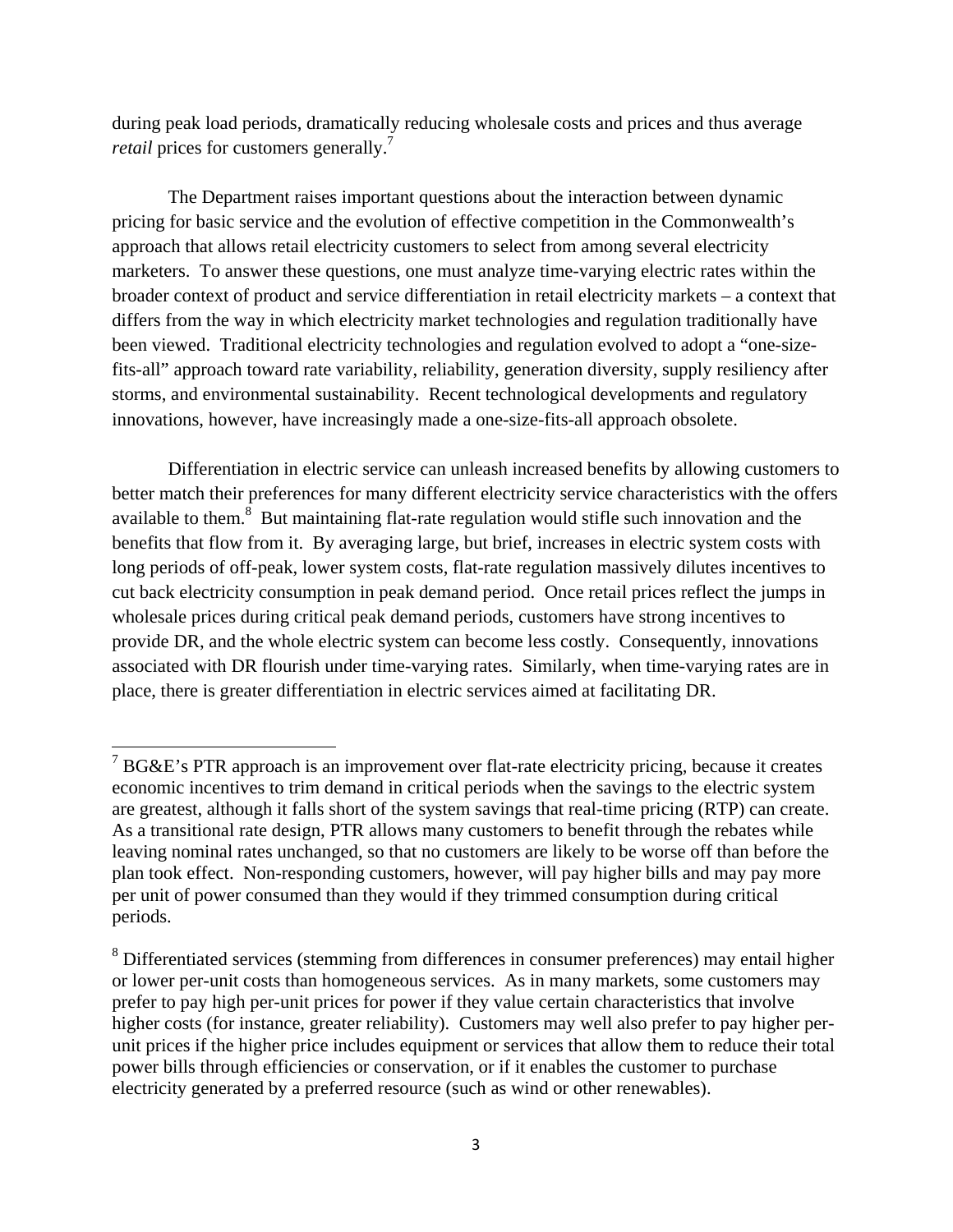during peak load periods, dramatically reducing wholesale costs and prices and thus average *retail* prices for customers generally.[7]

The Department raises important questions about the interaction between dynamic pricing for basic service and the evolution of effective competition in the Commonwealth's approach that allows retail electricity customers to select from among several electricity marketers. To answer these questions, one must analyze time-varying electric rates within the broader context of product and service differentiation in retail electricity markets – a context that differs from the way in which electricity market technologies and regulation traditionally have been viewed. Traditional electricity technologies and regulation evolved to adopt a "one-size-fits-all" approach toward rate variability, reliability, generation diversity, supply resiliency after storms, and environmental sustainability. Recent technological developments and regulatory innovations, however, have increasingly made a one-size-fits-all approach obsolete.

Differentiation in electric service can unleash increased benefits by allowing customers to better match their preferences for many different electricity service characteristics with the offers available to them.[8] But maintaining flat-rate regulation would stifle such innovation and the benefits that flow from it. By averaging large, but brief, increases in electric system costs with long periods of off-peak, lower system costs, flat-rate regulation massively dilutes incentives to cut back electricity consumption in peak demand period. Once retail prices reflect the jumps in wholesale prices during critical peak demand periods, customers have strong incentives to provide DR, and the whole electric system can become less costly. Consequently, innovations associated with DR flourish under time-varying rates. Similarly, when time-varying rates are in place, there is greater differentiation in electric services aimed at facilitating DR.

---

[7] BG&E's PTR approach is an improvement over flat-rate electricity pricing, because it creates economic incentives to trim demand in critical periods when the savings to the electric system are greatest, although it falls short of the system savings that real-time pricing (RTP) can create. As a transitional rate design, PTR allows many customers to benefit through the rebates while leaving nominal rates unchanged, so that no customers are likely to be worse off than before the plan took effect. Non-responding customers, however, will pay higher bills and may pay more per unit of power consumed than they would if they trimmed consumption during critical periods.

[8] Differentiated services (stemming from differences in consumer preferences) may entail higher or lower per-unit costs than homogeneous services. As in many markets, some customers may prefer to pay high per-unit prices for power if they value certain characteristics that involve higher costs (for instance, greater reliability). Customers may well also prefer to pay higher per-unit prices if the higher price includes equipment or services that allow them to reduce their total power bills through efficiencies or conservation, or if it enables the customer to purchase electricity generated by a preferred resource (such as wind or other renewables).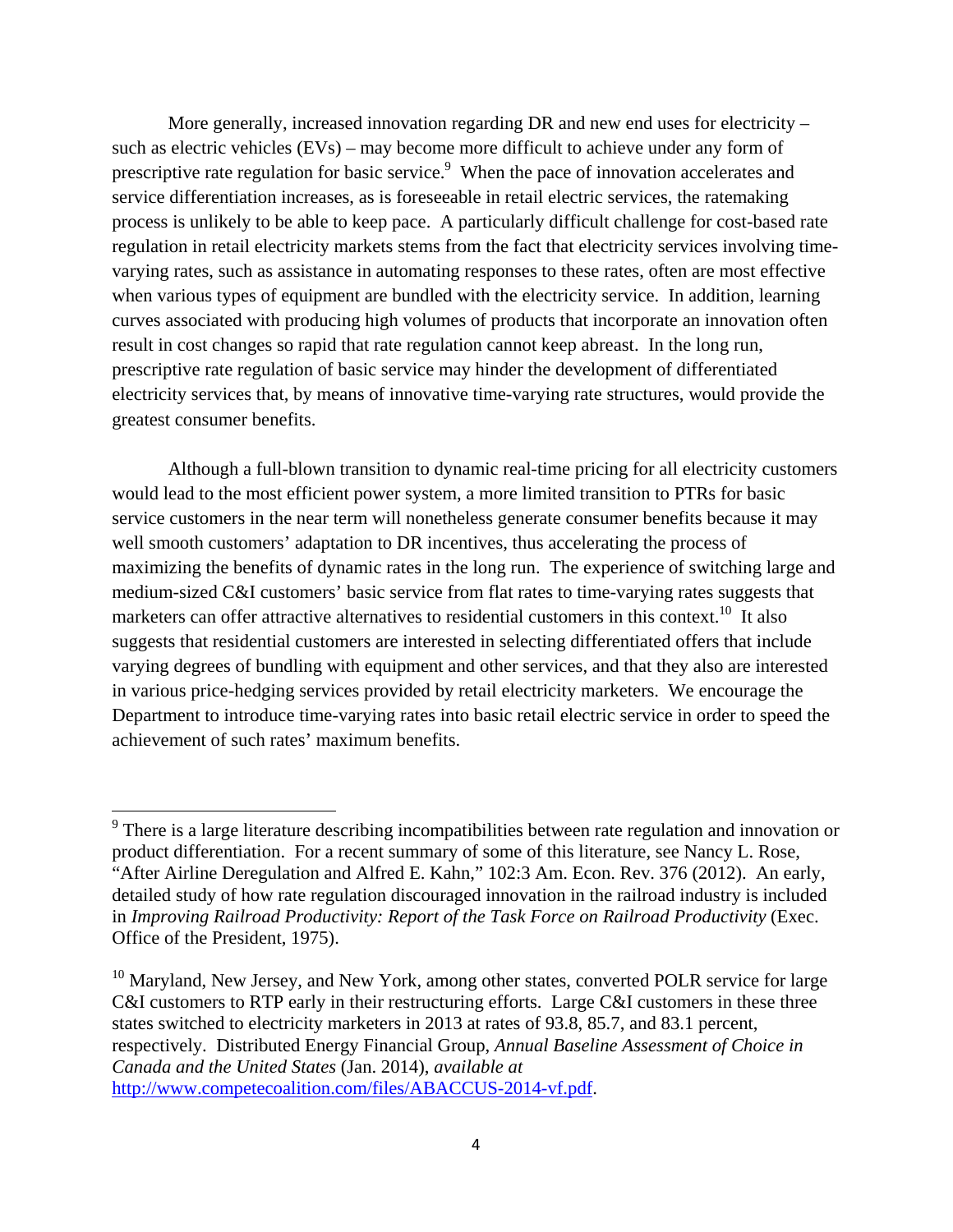More generally, increased innovation regarding DR and new end uses for electricity – such as electric vehicles (EVs) – may become more difficult to achieve under any form of prescriptive rate regulation for basic service.[9] When the pace of innovation accelerates and service differentiation increases, as is foreseeable in retail electric services, the ratemaking process is unlikely to be able to keep pace. A particularly difficult challenge for cost-based rate regulation in retail electricity markets stems from the fact that electricity services involving time-varying rates, such as assistance in automating responses to these rates, often are most effective when various types of equipment are bundled with the electricity service. In addition, learning curves associated with producing high volumes of products that incorporate an innovation often result in cost changes so rapid that rate regulation cannot keep abreast. In the long run, prescriptive rate regulation of basic service may hinder the development of differentiated electricity services that, by means of innovative time-varying rate structures, would provide the greatest consumer benefits.

Although a full-blown transition to dynamic real-time pricing for all electricity customers would lead to the most efficient power system, a more limited transition to PTRs for basic service customers in the near term will nonetheless generate consumer benefits because it may well smooth customers' adaptation to DR incentives, thus accelerating the process of maximizing the benefits of dynamic rates in the long run. The experience of switching large and medium-sized C&I customers' basic service from flat rates to time-varying rates suggests that marketers can offer attractive alternatives to residential customers in this context.[10] It also suggests that residential customers are interested in selecting differentiated offers that include varying degrees of bundling with equipment and other services, and that they also are interested in various price-hedging services provided by retail electricity marketers. We encourage the Department to introduce time-varying rates into basic retail electric service in order to speed the achievement of such rates' maximum benefits.

---

[9] There is a large literature describing incompatibilities between rate regulation and innovation or product differentiation. For a recent summary of some of this literature, see Nancy L. Rose, "After Airline Deregulation and Alfred E. Kahn," 102:3 Am. Econ. Rev. 376 (2012). An early, detailed study of how rate regulation discouraged innovation in the railroad industry is included in *Improving Railroad Productivity: Report of the Task Force on Railroad Productivity* (Exec. Office of the President, 1975).

[10] Maryland, New Jersey, and New York, among other states, converted POLR service for large C&I customers to RTP early in their restructuring efforts. Large C&I customers in these three states switched to electricity marketers in 2013 at rates of 93.8, 85.7, and 83.1 percent, respectively. Distributed Energy Financial Group, *Annual Baseline Assessment of Choice in Canada and the United States* (Jan. 2014), *available at* http://www.competecoalition.com/files/ABACCUS-2014-vf.pdf.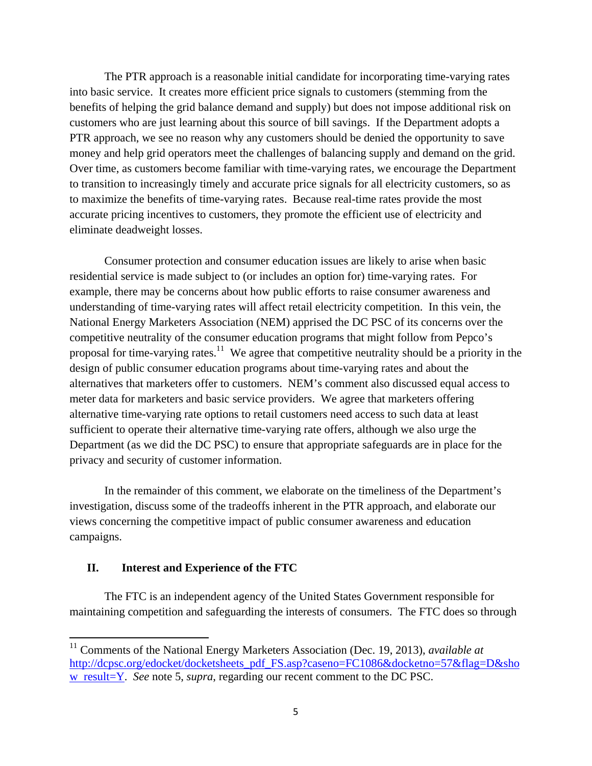The PTR approach is a reasonable initial candidate for incorporating time-varying rates into basic service. It creates more efficient price signals to customers (stemming from the benefits of helping the grid balance demand and supply) but does not impose additional risk on customers who are just learning about this source of bill savings. If the Department adopts a PTR approach, we see no reason why any customers should be denied the opportunity to save money and help grid operators meet the challenges of balancing supply and demand on the grid. Over time, as customers become familiar with time-varying rates, we encourage the Department to transition to increasingly timely and accurate price signals for all electricity customers, so as to maximize the benefits of time-varying rates. Because real-time rates provide the most accurate pricing incentives to customers, they promote the efficient use of electricity and eliminate deadweight losses.

Consumer protection and consumer education issues are likely to arise when basic residential service is made subject to (or includes an option for) time-varying rates. For example, there may be concerns about how public efforts to raise consumer awareness and understanding of time-varying rates will affect retail electricity competition. In this vein, the National Energy Marketers Association (NEM) apprised the DC PSC of its concerns over the competitive neutrality of the consumer education programs that might follow from Pepco's proposal for time-varying rates.[11] We agree that competitive neutrality should be a priority in the design of public consumer education programs about time-varying rates and about the alternatives that marketers offer to customers. NEM's comment also discussed equal access to meter data for marketers and basic service providers. We agree that marketers offering alternative time-varying rate options to retail customers need access to such data at least sufficient to operate their alternative time-varying rate offers, although we also urge the Department (as we did the DC PSC) to ensure that appropriate safeguards are in place for the privacy and security of customer information.

In the remainder of this comment, we elaborate on the timeliness of the Department's investigation, discuss some of the tradeoffs inherent in the PTR approach, and elaborate our views concerning the competitive impact of public consumer awareness and education campaigns.

## II. Interest and Experience of the FTC

The FTC is an independent agency of the United States Government responsible for maintaining competition and safeguarding the interests of consumers. The FTC does so through

---

[11] Comments of the National Energy Marketers Association (Dec. 19, 2013), *available at* http://dcpsc.org/edocket/docketsheets_pdf_FS.asp?caseno=FC1086&docketno=57&flag=D&show_result=Y. *See* note 5, *supra*, regarding our recent comment to the DC PSC.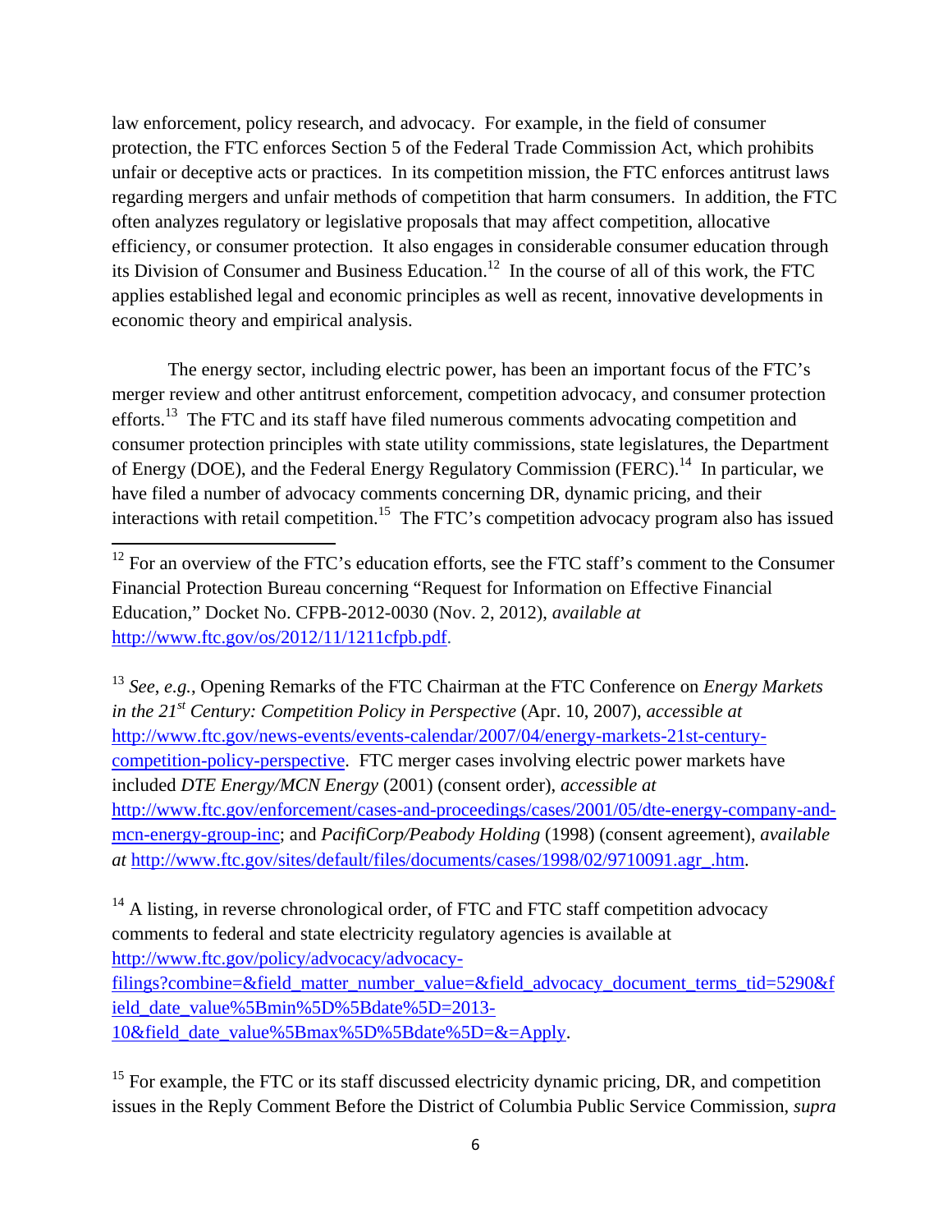law enforcement, policy research, and advocacy. For example, in the field of consumer protection, the FTC enforces Section 5 of the Federal Trade Commission Act, which prohibits unfair or deceptive acts or practices. In its competition mission, the FTC enforces antitrust laws regarding mergers and unfair methods of competition that harm consumers. In addition, the FTC often analyzes regulatory or legislative proposals that may affect competition, allocative efficiency, or consumer protection. It also engages in considerable consumer education through its Division of Consumer and Business Education.[12] In the course of all of this work, the FTC applies established legal and economic principles as well as recent, innovative developments in economic theory and empirical analysis.

The energy sector, including electric power, has been an important focus of the FTC's merger review and other antitrust enforcement, competition advocacy, and consumer protection efforts.[13] The FTC and its staff have filed numerous comments advocating competition and consumer protection principles with state utility commissions, state legislatures, the Department of Energy (DOE), and the Federal Energy Regulatory Commission (FERC).[14] In particular, we have filed a number of advocacy comments concerning DR, dynamic pricing, and their interactions with retail competition.[15] The FTC's competition advocacy program also has issued

---

[12] For an overview of the FTC's education efforts, see the FTC staff's comment to the Consumer Financial Protection Bureau concerning "Request for Information on Effective Financial Education," Docket No. CFPB-2012-0030 (Nov. 2, 2012), *available at* http://www.ftc.gov/os/2012/11/1211cfpb.pdf.

[13] *See*, *e.g.*, Opening Remarks of the FTC Chairman at the FTC Conference on *Energy Markets in the 21st Century: Competition Policy in Perspective* (Apr. 10, 2007), *accessible at* http://www.ftc.gov/news-events/events-calendar/2007/04/energy-markets-21st-century-competition-policy-perspective. FTC merger cases involving electric power markets have included *DTE Energy/MCN Energy* (2001) (consent order), *accessible at* http://www.ftc.gov/enforcement/cases-and-proceedings/cases/2001/05/dte-energy-company-and-mcn-energy-group-inc; and *PacifiCorp/Peabody Holding* (1998) (consent agreement), *available at* http://www.ftc.gov/sites/default/files/documents/cases/1998/02/9710091.agr_.htm.

[14] A listing, in reverse chronological order, of FTC and FTC staff competition advocacy comments to federal and state electricity regulatory agencies is available at http://www.ftc.gov/policy/advocacy/advocacy-filings?combine=&field_matter_number_value=&field_advocacy_document_terms_tid=5290&field_date_value%5Bmin%5D%5Bdate%5D=2013-10&field_date_value%5Bmax%5D%5Bdate%5D=&=Apply.

[15] For example, the FTC or its staff discussed electricity dynamic pricing, DR, and competition issues in the Reply Comment Before the District of Columbia Public Service Commission, *supra*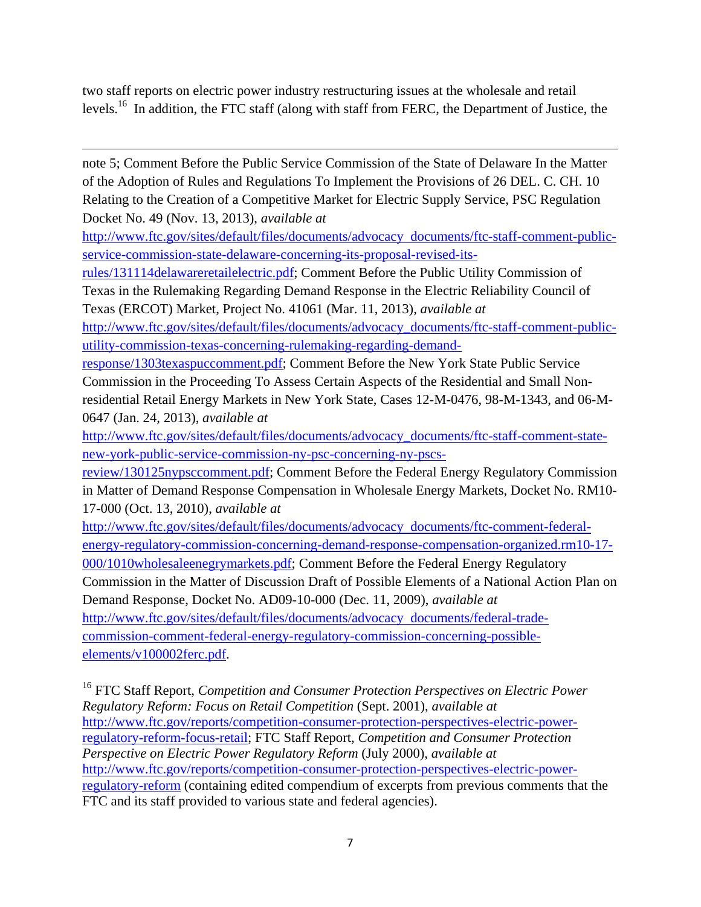two staff reports on electric power industry restructuring issues at the wholesale and retail levels.[16] In addition, the FTC staff (along with staff from FERC, the Department of Justice, the

---

note 5; Comment Before the Public Service Commission of the State of Delaware In the Matter of the Adoption of Rules and Regulations To Implement the Provisions of 26 DEL. C. CH. 10 Relating to the Creation of a Competitive Market for Electric Supply Service, PSC Regulation Docket No. 49 (Nov. 13, 2013), *available at* http://www.ftc.gov/sites/default/files/documents/advocacy_documents/ftc-staff-comment-public-service-commission-state-delaware-concerning-its-proposal-revised-its-rules/131114delawareretailelectric.pdf; Comment Before the Public Utility Commission of Texas in the Rulemaking Regarding Demand Response in the Electric Reliability Council of Texas (ERCOT) Market, Project No. 41061 (Mar. 11, 2013), *available at* http://www.ftc.gov/sites/default/files/documents/advocacy_documents/ftc-staff-comment-public-utility-commission-texas-concerning-rulemaking-regarding-demand-response/1303texaspuccomment.pdf; Comment Before the New York State Public Service Commission in the Proceeding To Assess Certain Aspects of the Residential and Small Non-residential Retail Energy Markets in New York State, Cases 12-M-0476, 98-M-1343, and 06-M-0647 (Jan. 24, 2013), *available at* http://www.ftc.gov/sites/default/files/documents/advocacy_documents/ftc-staff-comment-state-new-york-public-service-commission-ny-psc-concerning-ny-pscs-review/130125nypsccomment.pdf; Comment Before the Federal Energy Regulatory Commission in Matter of Demand Response Compensation in Wholesale Energy Markets, Docket No. RM10-17-000 (Oct. 13, 2010), *available at* http://www.ftc.gov/sites/default/files/documents/advocacy_documents/ftc-comment-federal-energy-regulatory-commission-concerning-demand-response-compensation-organized.rm10-17-000/1010wholesaleenegrymarkets.pdf; Comment Before the Federal Energy Regulatory Commission in the Matter of Discussion Draft of Possible Elements of a National Action Plan on Demand Response, Docket No. AD09-10-000 (Dec. 11, 2009), *available at* http://www.ftc.gov/sites/default/files/documents/advocacy_documents/federal-trade-commission-comment-federal-energy-regulatory-commission-concerning-possible-elements/v100002ferc.pdf.

[16] FTC Staff Report, *Competition and Consumer Protection Perspectives on Electric Power Regulatory Reform: Focus on Retail Competition* (Sept. 2001), *available at* http://www.ftc.gov/reports/competition-consumer-protection-perspectives-electric-power-regulatory-reform-focus-retail; FTC Staff Report, *Competition and Consumer Protection Perspective on Electric Power Regulatory Reform* (July 2000), *available at* http://www.ftc.gov/reports/competition-consumer-protection-perspectives-electric-power-regulatory-reform (containing edited compendium of excerpts from previous comments that the FTC and its staff provided to various state and federal agencies).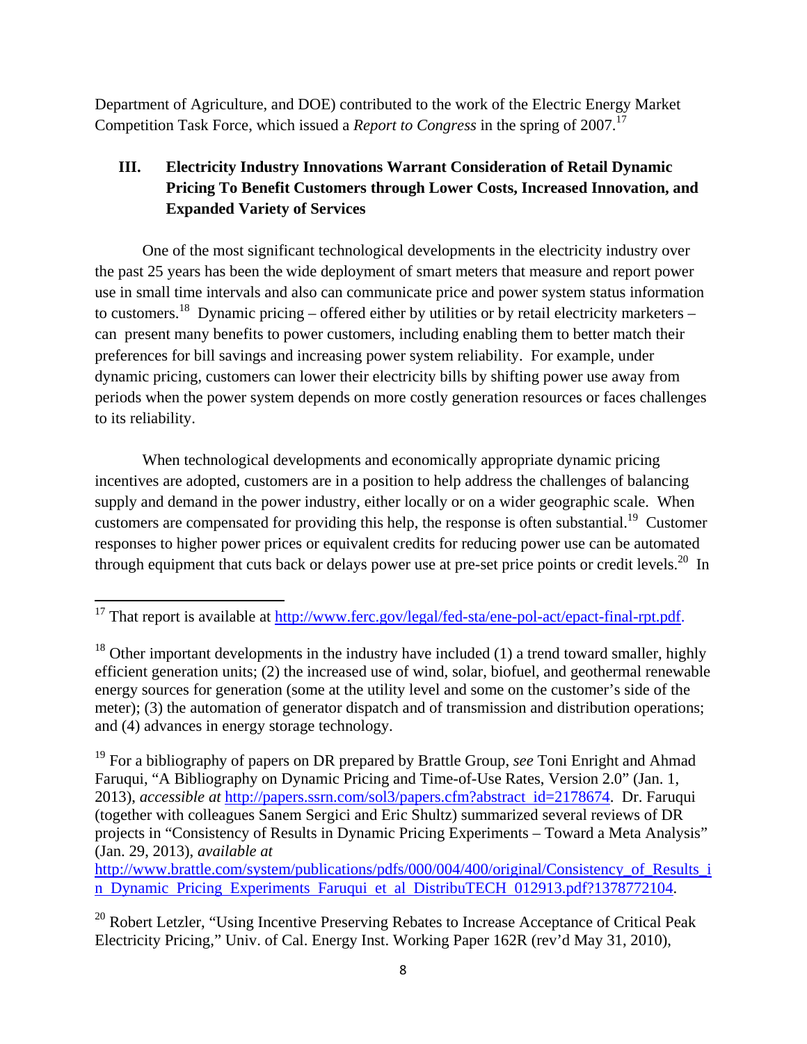Department of Agriculture, and DOE) contributed to the work of the Electric Energy Market Competition Task Force, which issued a *Report to Congress* in the spring of 2007.[17]

## III. Electricity Industry Innovations Warrant Consideration of Retail Dynamic Pricing To Benefit Customers through Lower Costs, Increased Innovation, and Expanded Variety of Services

One of the most significant technological developments in the electricity industry over the past 25 years has been the wide deployment of smart meters that measure and report power use in small time intervals and also can communicate price and power system status information to customers.[18] Dynamic pricing – offered either by utilities or by retail electricity marketers – can present many benefits to power customers, including enabling them to better match their preferences for bill savings and increasing power system reliability. For example, under dynamic pricing, customers can lower their electricity bills by shifting power use away from periods when the power system depends on more costly generation resources or faces challenges to its reliability.

When technological developments and economically appropriate dynamic pricing incentives are adopted, customers are in a position to help address the challenges of balancing supply and demand in the power industry, either locally or on a wider geographic scale. When customers are compensated for providing this help, the response is often substantial.[19] Customer responses to higher power prices or equivalent credits for reducing power use can be automated through equipment that cuts back or delays power use at pre-set price points or credit levels.[20] In

---

[17] That report is available at http://www.ferc.gov/legal/fed-sta/ene-pol-act/epact-final-rpt.pdf.

[18] Other important developments in the industry have included (1) a trend toward smaller, highly efficient generation units; (2) the increased use of wind, solar, biofuel, and geothermal renewable energy sources for generation (some at the utility level and some on the customer's side of the meter); (3) the automation of generator dispatch and of transmission and distribution operations; and (4) advances in energy storage technology.

[19] For a bibliography of papers on DR prepared by Brattle Group, *see* Toni Enright and Ahmad Faruqui, "A Bibliography on Dynamic Pricing and Time-of-Use Rates, Version 2.0" (Jan. 1, 2013), *accessible at* http://papers.ssrn.com/sol3/papers.cfm?abstract_id=2178674. Dr. Faruqui (together with colleagues Sanem Sergici and Eric Shultz) summarized several reviews of DR projects in "Consistency of Results in Dynamic Pricing Experiments – Toward a Meta Analysis" (Jan. 29, 2013), *available at* http://www.brattle.com/system/publications/pdfs/000/004/400/original/Consistency_of_Results_in_Dynamic_Pricing_Experiments_Faruqui_et_al_DistribuTECH_012913.pdf?1378772104.

[20] Robert Letzler, "Using Incentive Preserving Rebates to Increase Acceptance of Critical Peak Electricity Pricing," Univ. of Cal. Energy Inst. Working Paper 162R (rev'd May 31, 2010),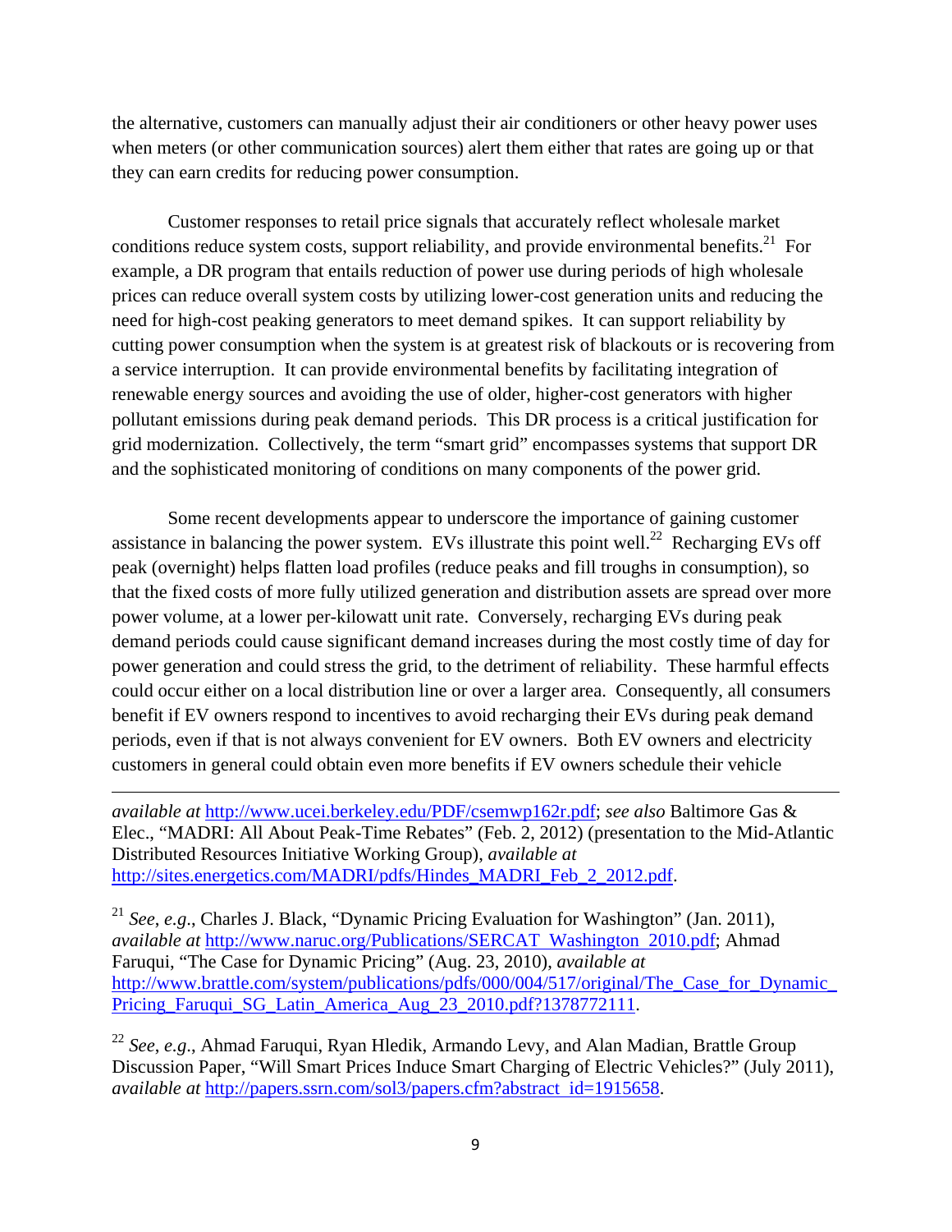the alternative, customers can manually adjust their air conditioners or other heavy power uses when meters (or other communication sources) alert them either that rates are going up or that they can earn credits for reducing power consumption.

Customer responses to retail price signals that accurately reflect wholesale market conditions reduce system costs, support reliability, and provide environmental benefits.[21] For example, a DR program that entails reduction of power use during periods of high wholesale prices can reduce overall system costs by utilizing lower-cost generation units and reducing the need for high-cost peaking generators to meet demand spikes. It can support reliability by cutting power consumption when the system is at greatest risk of blackouts or is recovering from a service interruption. It can provide environmental benefits by facilitating integration of renewable energy sources and avoiding the use of older, higher-cost generators with higher pollutant emissions during peak demand periods. This DR process is a critical justification for grid modernization. Collectively, the term "smart grid" encompasses systems that support DR and the sophisticated monitoring of conditions on many components of the power grid.

Some recent developments appear to underscore the importance of gaining customer assistance in balancing the power system. EVs illustrate this point well.[22] Recharging EVs off peak (overnight) helps flatten load profiles (reduce peaks and fill troughs in consumption), so that the fixed costs of more fully utilized generation and distribution assets are spread over more power volume, at a lower per-kilowatt unit rate. Conversely, recharging EVs during peak demand periods could cause significant demand increases during the most costly time of day for power generation and could stress the grid, to the detriment of reliability. These harmful effects could occur either on a local distribution line or over a larger area. Consequently, all consumers benefit if EV owners respond to incentives to avoid recharging their EVs during peak demand periods, even if that is not always convenient for EV owners. Both EV owners and electricity customers in general could obtain even more benefits if EV owners schedule their vehicle

---

*available at* http://www.ucei.berkeley.edu/PDF/csemwp162r.pdf; *see also* Baltimore Gas & Elec., "MADRI: All About Peak-Time Rebates" (Feb. 2, 2012) (presentation to the Mid-Atlantic Distributed Resources Initiative Working Group), *available at* http://sites.energetics.com/MADRI/pdfs/Hindes_MADRI_Feb_2_2012.pdf.

[21] *See*, *e.g*., Charles J. Black, "Dynamic Pricing Evaluation for Washington" (Jan. 2011), *available at* http://www.naruc.org/Publications/SERCAT_Washington_2010.pdf; Ahmad Faruqui, "The Case for Dynamic Pricing" (Aug. 23, 2010), *available at* http://www.brattle.com/system/publications/pdfs/000/004/517/original/The_Case_for_Dynamic_Pricing_Faruqui_SG_Latin_America_Aug_23_2010.pdf?1378772111.

[22] *See*, *e.g*., Ahmad Faruqui, Ryan Hledik, Armando Levy, and Alan Madian, Brattle Group Discussion Paper, "Will Smart Prices Induce Smart Charging of Electric Vehicles?" (July 2011), *available at* http://papers.ssrn.com/sol3/papers.cfm?abstract_id=1915658.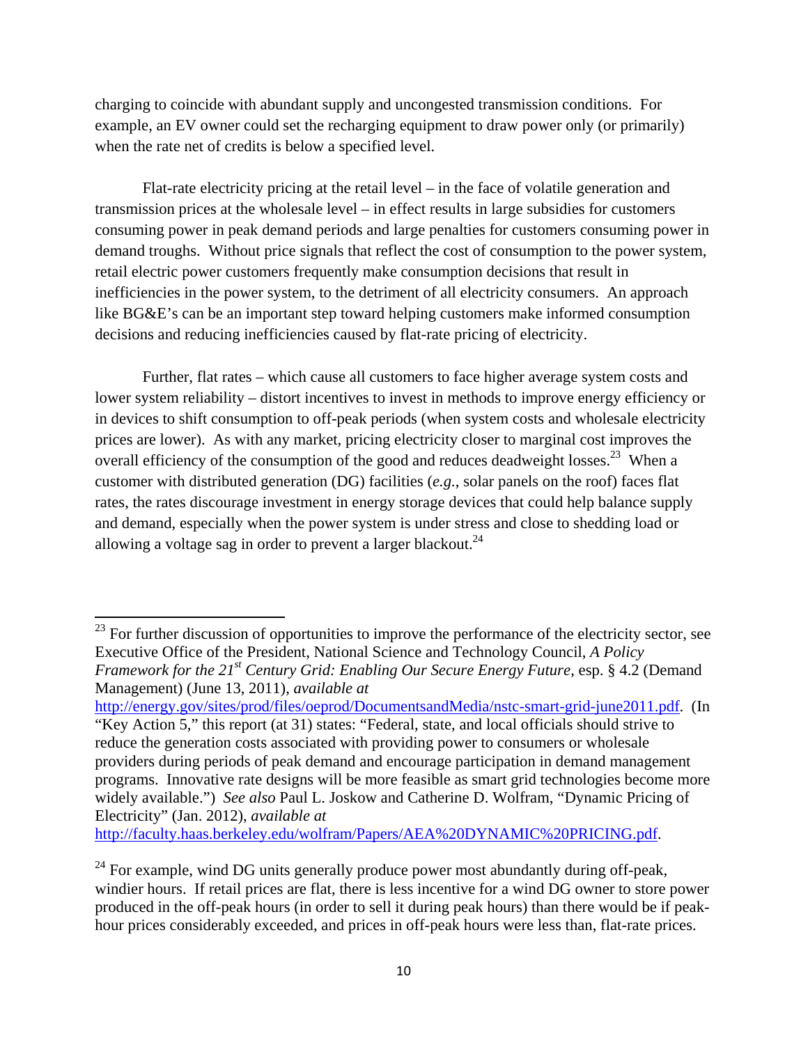charging to coincide with abundant supply and uncongested transmission conditions. For example, an EV owner could set the recharging equipment to draw power only (or primarily) when the rate net of credits is below a specified level.

Flat-rate electricity pricing at the retail level – in the face of volatile generation and transmission prices at the wholesale level – in effect results in large subsidies for customers consuming power in peak demand periods and large penalties for customers consuming power in demand troughs. Without price signals that reflect the cost of consumption to the power system, retail electric power customers frequently make consumption decisions that result in inefficiencies in the power system, to the detriment of all electricity consumers. An approach like BG&E's can be an important step toward helping customers make informed consumption decisions and reducing inefficiencies caused by flat-rate pricing of electricity.

Further, flat rates – which cause all customers to face higher average system costs and lower system reliability – distort incentives to invest in methods to improve energy efficiency or in devices to shift consumption to off-peak periods (when system costs and wholesale electricity prices are lower). As with any market, pricing electricity closer to marginal cost improves the overall efficiency of the consumption of the good and reduces deadweight losses.[23] When a customer with distributed generation (DG) facilities (*e.g.*, solar panels on the roof) faces flat rates, the rates discourage investment in energy storage devices that could help balance supply and demand, especially when the power system is under stress and close to shedding load or allowing a voltage sag in order to prevent a larger blackout.[24]

---

[23] For further discussion of opportunities to improve the performance of the electricity sector, see Executive Office of the President, National Science and Technology Council, *A Policy Framework for the 21st Century Grid: Enabling Our Secure Energy Future*, esp. § 4.2 (Demand Management) (June 13, 2011), *available at* http://energy.gov/sites/prod/files/oeprod/DocumentsandMedia/nstc-smart-grid-june2011.pdf. (In "Key Action 5," this report (at 31) states: "Federal, state, and local officials should strive to reduce the generation costs associated with providing power to consumers or wholesale providers during periods of peak demand and encourage participation in demand management programs. Innovative rate designs will be more feasible as smart grid technologies become more widely available.") *See also* Paul L. Joskow and Catherine D. Wolfram, "Dynamic Pricing of Electricity" (Jan. 2012), *available at* http://faculty.haas.berkeley.edu/wolfram/Papers/AEA%20DYNAMIC%20PRICING.pdf.

[24] For example, wind DG units generally produce power most abundantly during off-peak, windier hours. If retail prices are flat, there is less incentive for a wind DG owner to store power produced in the off-peak hours (in order to sell it during peak hours) than there would be if peak-hour prices considerably exceeded, and prices in off-peak hours were less than, flat-rate prices.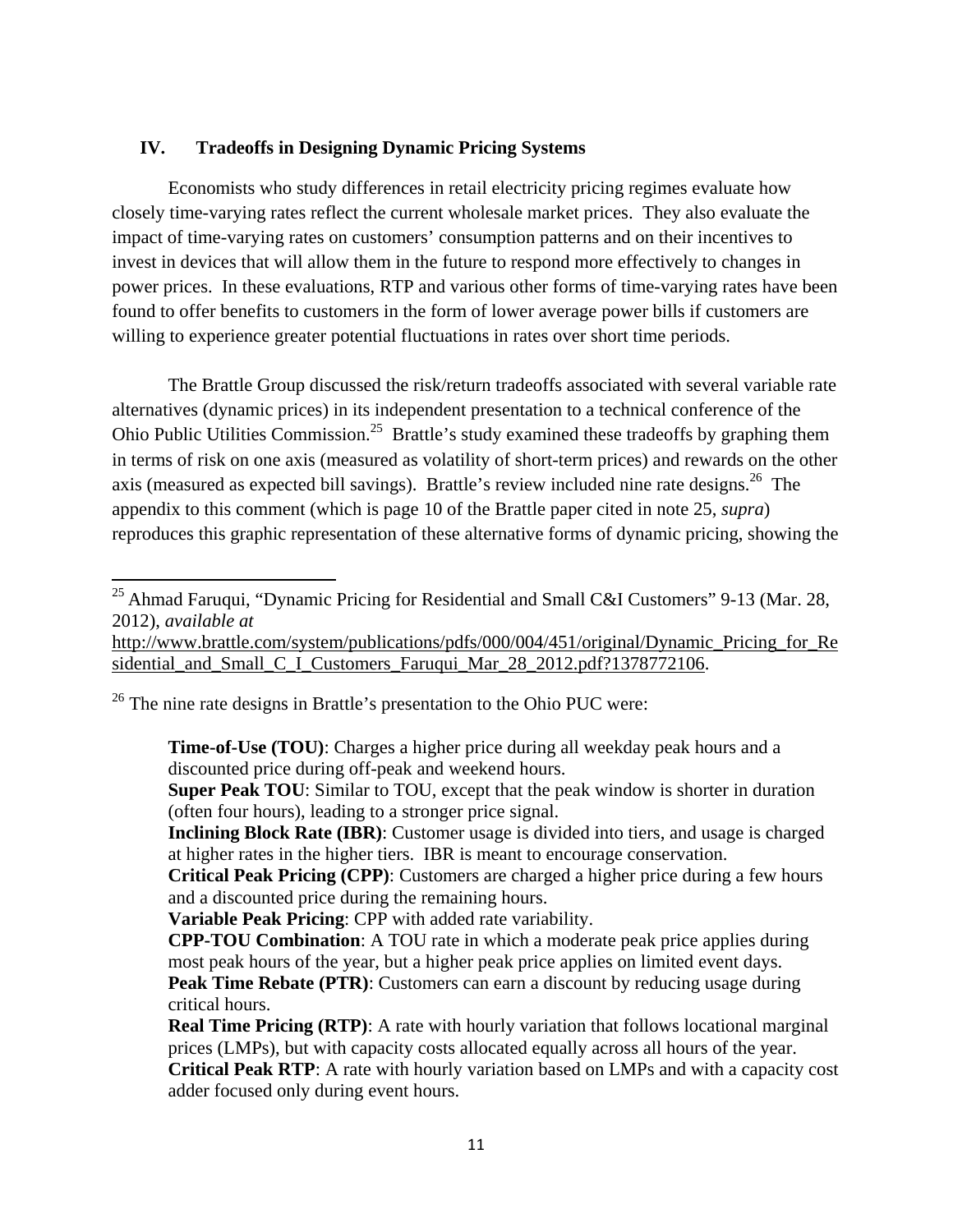## IV. Tradeoffs in Designing Dynamic Pricing Systems

Economists who study differences in retail electricity pricing regimes evaluate how closely time-varying rates reflect the current wholesale market prices. They also evaluate the impact of time-varying rates on customers' consumption patterns and on their incentives to invest in devices that will allow them in the future to respond more effectively to changes in power prices. In these evaluations, RTP and various other forms of time-varying rates have been found to offer benefits to customers in the form of lower average power bills if customers are willing to experience greater potential fluctuations in rates over short time periods.

The Brattle Group discussed the risk/return tradeoffs associated with several variable rate alternatives (dynamic prices) in its independent presentation to a technical conference of the Ohio Public Utilities Commission.[25] Brattle's study examined these tradeoffs by graphing them in terms of risk on one axis (measured as volatility of short-term prices) and rewards on the other axis (measured as expected bill savings). Brattle's review included nine rate designs.[26] The appendix to this comment (which is page 10 of the Brattle paper cited in note 25, *supra*) reproduces this graphic representation of these alternative forms of dynamic pricing, showing the

---

[25] Ahmad Faruqui, "Dynamic Pricing for Residential and Small C&I Customers" 9-13 (Mar. 28, 2012), *available at* http://www.brattle.com/system/publications/pdfs/000/004/451/original/Dynamic_Pricing_for_Residential_and_Small_C_I_Customers_Faruqui_Mar_28_2012.pdf?1378772106.

[26] The nine rate designs in Brattle's presentation to the Ohio PUC were:

> **Time-of-Use (TOU)**: Charges a higher price during all weekday peak hours and a discounted price during off-peak and weekend hours.
> **Super Peak TOU**: Similar to TOU, except that the peak window is shorter in duration (often four hours), leading to a stronger price signal.
> **Inclining Block Rate (IBR)**: Customer usage is divided into tiers, and usage is charged at higher rates in the higher tiers. IBR is meant to encourage conservation.
> **Critical Peak Pricing (CPP)**: Customers are charged a higher price during a few hours and a discounted price during the remaining hours.
> **Variable Peak Pricing**: CPP with added rate variability.
> **CPP-TOU Combination**: A TOU rate in which a moderate peak price applies during most peak hours of the year, but a higher peak price applies on limited event days.
> **Peak Time Rebate (PTR)**: Customers can earn a discount by reducing usage during critical hours.
> **Real Time Pricing (RTP)**: A rate with hourly variation that follows locational marginal prices (LMPs), but with capacity costs allocated equally across all hours of the year.
> **Critical Peak RTP**: A rate with hourly variation based on LMPs and with a capacity cost adder focused only during event hours.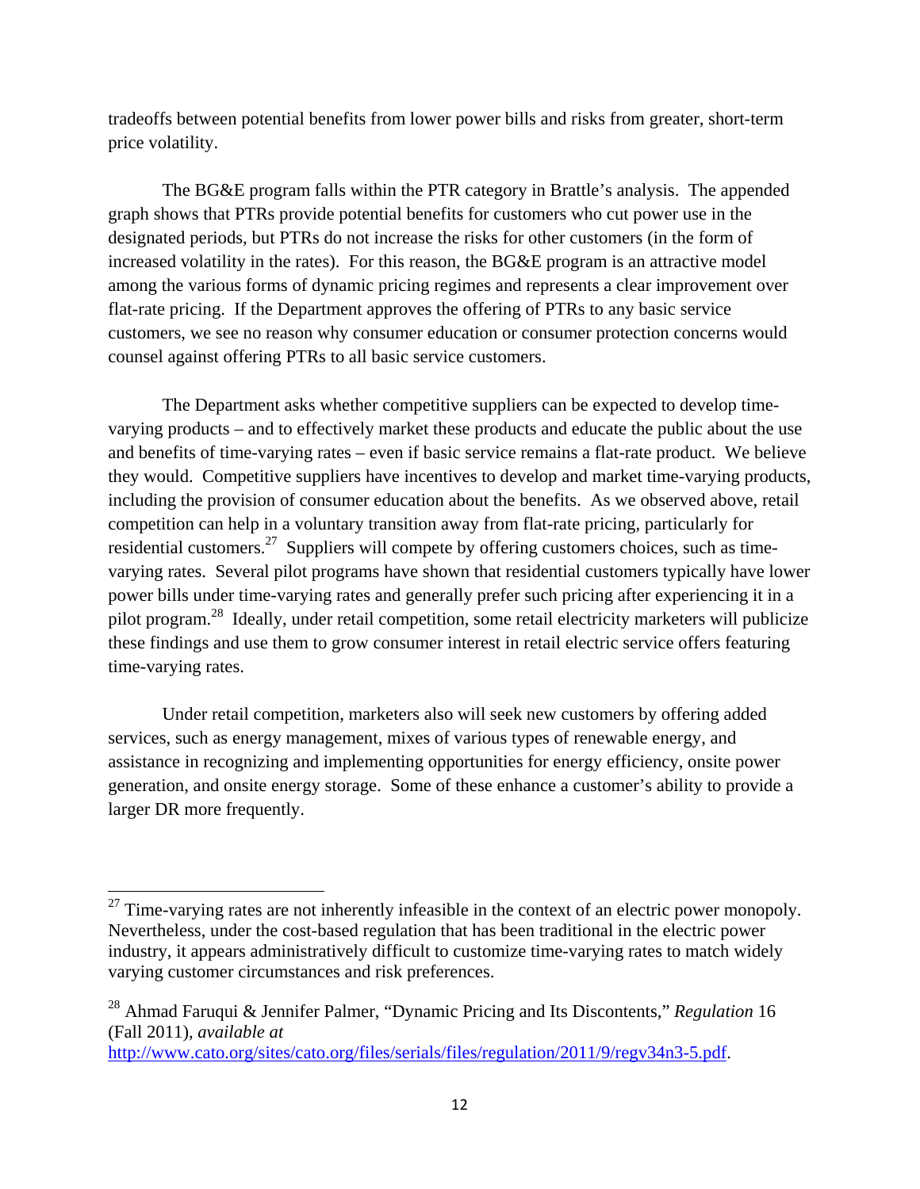tradeoffs between potential benefits from lower power bills and risks from greater, short-term price volatility.

The BG&E program falls within the PTR category in Brattle's analysis. The appended graph shows that PTRs provide potential benefits for customers who cut power use in the designated periods, but PTRs do not increase the risks for other customers (in the form of increased volatility in the rates). For this reason, the BG&E program is an attractive model among the various forms of dynamic pricing regimes and represents a clear improvement over flat-rate pricing. If the Department approves the offering of PTRs to any basic service customers, we see no reason why consumer education or consumer protection concerns would counsel against offering PTRs to all basic service customers.

The Department asks whether competitive suppliers can be expected to develop time-varying products – and to effectively market these products and educate the public about the use and benefits of time-varying rates – even if basic service remains a flat-rate product. We believe they would. Competitive suppliers have incentives to develop and market time-varying products, including the provision of consumer education about the benefits. As we observed above, retail competition can help in a voluntary transition away from flat-rate pricing, particularly for residential customers.[27] Suppliers will compete by offering customers choices, such as time-varying rates. Several pilot programs have shown that residential customers typically have lower power bills under time-varying rates and generally prefer such pricing after experiencing it in a pilot program.[28] Ideally, under retail competition, some retail electricity marketers will publicize these findings and use them to grow consumer interest in retail electric service offers featuring time-varying rates.

Under retail competition, marketers also will seek new customers by offering added services, such as energy management, mixes of various types of renewable energy, and assistance in recognizing and implementing opportunities for energy efficiency, onsite power generation, and onsite energy storage. Some of these enhance a customer's ability to provide a larger DR more frequently.

---

[27] Time-varying rates are not inherently infeasible in the context of an electric power monopoly. Nevertheless, under the cost-based regulation that has been traditional in the electric power industry, it appears administratively difficult to customize time-varying rates to match widely varying customer circumstances and risk preferences.

[28] Ahmad Faruqui & Jennifer Palmer, "Dynamic Pricing and Its Discontents," *Regulation* 16 (Fall 2011), *available at* http://www.cato.org/sites/cato.org/files/serials/files/regulation/2011/9/regv34n3-5.pdf.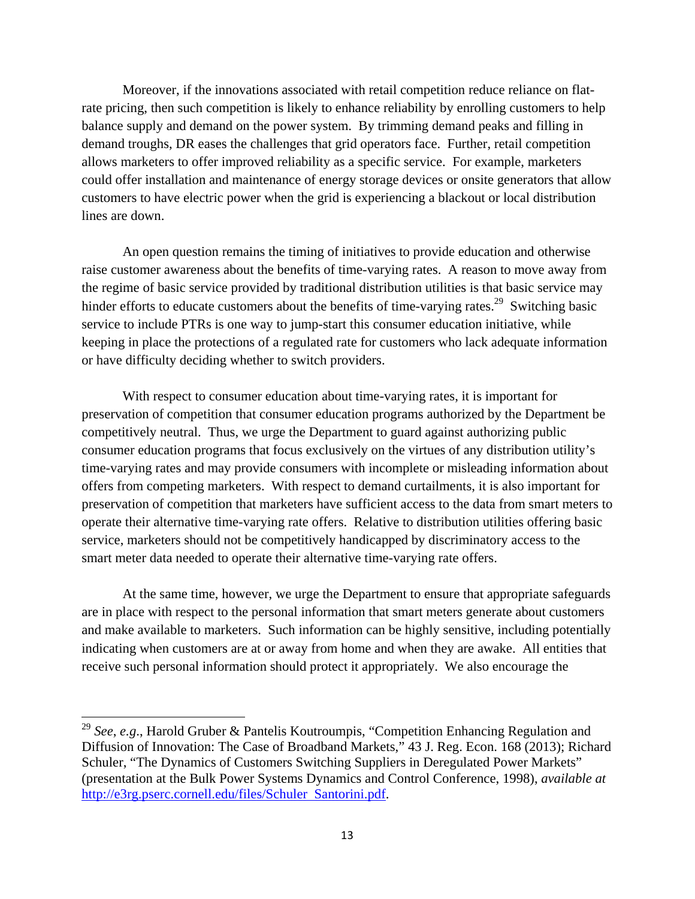Moreover, if the innovations associated with retail competition reduce reliance on flat-rate pricing, then such competition is likely to enhance reliability by enrolling customers to help balance supply and demand on the power system. By trimming demand peaks and filling in demand troughs, DR eases the challenges that grid operators face. Further, retail competition allows marketers to offer improved reliability as a specific service. For example, marketers could offer installation and maintenance of energy storage devices or onsite generators that allow customers to have electric power when the grid is experiencing a blackout or local distribution lines are down.

An open question remains the timing of initiatives to provide education and otherwise raise customer awareness about the benefits of time-varying rates. A reason to move away from the regime of basic service provided by traditional distribution utilities is that basic service may hinder efforts to educate customers about the benefits of time-varying rates.[29] Switching basic service to include PTRs is one way to jump-start this consumer education initiative, while keeping in place the protections of a regulated rate for customers who lack adequate information or have difficulty deciding whether to switch providers.

With respect to consumer education about time-varying rates, it is important for preservation of competition that consumer education programs authorized by the Department be competitively neutral. Thus, we urge the Department to guard against authorizing public consumer education programs that focus exclusively on the virtues of any distribution utility's time-varying rates and may provide consumers with incomplete or misleading information about offers from competing marketers. With respect to demand curtailments, it is also important for preservation of competition that marketers have sufficient access to the data from smart meters to operate their alternative time-varying rate offers. Relative to distribution utilities offering basic service, marketers should not be competitively handicapped by discriminatory access to the smart meter data needed to operate their alternative time-varying rate offers.

At the same time, however, we urge the Department to ensure that appropriate safeguards are in place with respect to the personal information that smart meters generate about customers and make available to marketers. Such information can be highly sensitive, including potentially indicating when customers are at or away from home and when they are awake. All entities that receive such personal information should protect it appropriately. We also encourage the

---

[29] *See*, *e.g*., Harold Gruber & Pantelis Koutroumpis, "Competition Enhancing Regulation and Diffusion of Innovation: The Case of Broadband Markets," 43 J. Reg. Econ. 168 (2013); Richard Schuler, "The Dynamics of Customers Switching Suppliers in Deregulated Power Markets" (presentation at the Bulk Power Systems Dynamics and Control Conference, 1998), *available at* http://e3rg.pserc.cornell.edu/files/Schuler_Santorini.pdf.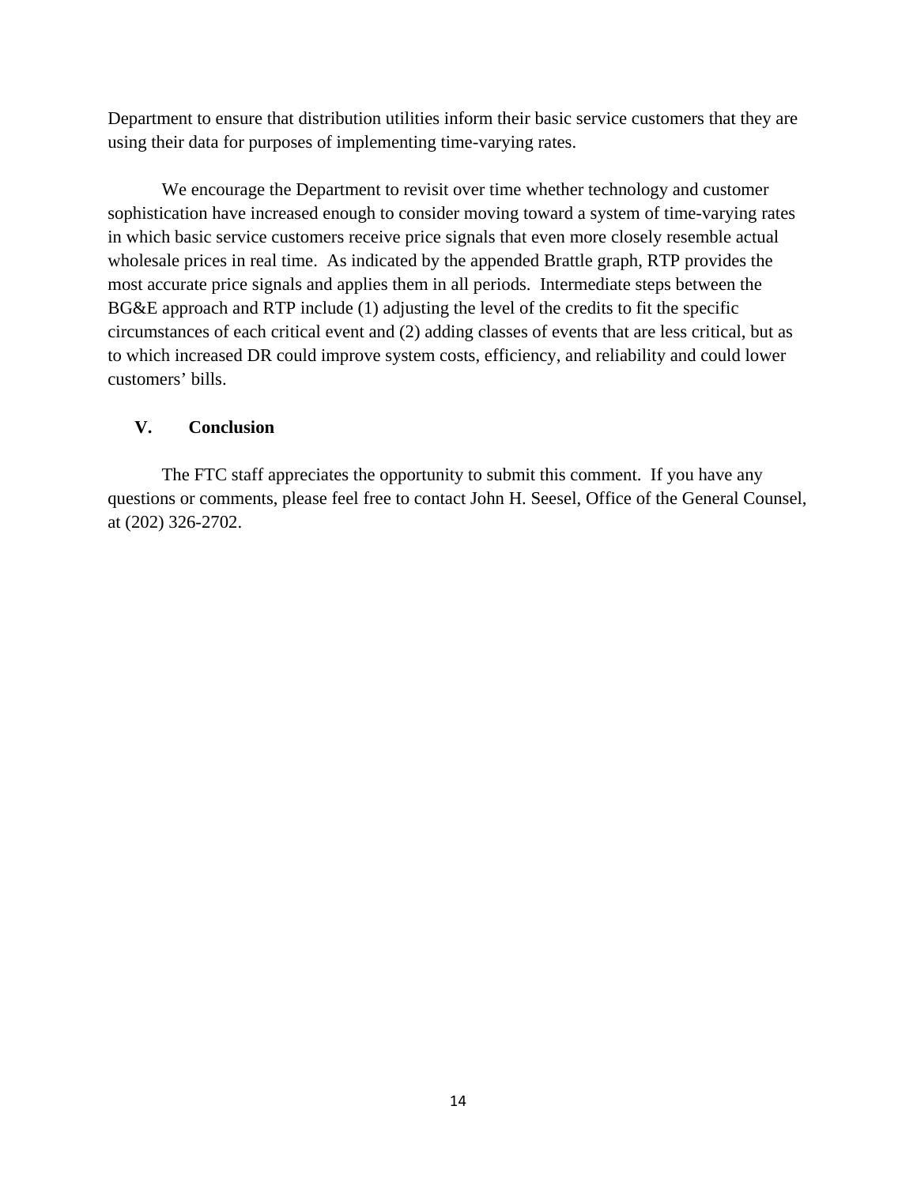Department to ensure that distribution utilities inform their basic service customers that they are using their data for purposes of implementing time-varying rates.

We encourage the Department to revisit over time whether technology and customer sophistication have increased enough to consider moving toward a system of time-varying rates in which basic service customers receive price signals that even more closely resemble actual wholesale prices in real time. As indicated by the appended Brattle graph, RTP provides the most accurate price signals and applies them in all periods. Intermediate steps between the BG&E approach and RTP include (1) adjusting the level of the credits to fit the specific circumstances of each critical event and (2) adding classes of events that are less critical, but as to which increased DR could improve system costs, efficiency, and reliability and could lower customers' bills.

## V. Conclusion

The FTC staff appreciates the opportunity to submit this comment. If you have any questions or comments, please feel free to contact John H. Seesel, Office of the General Counsel, at (202) 326-2702.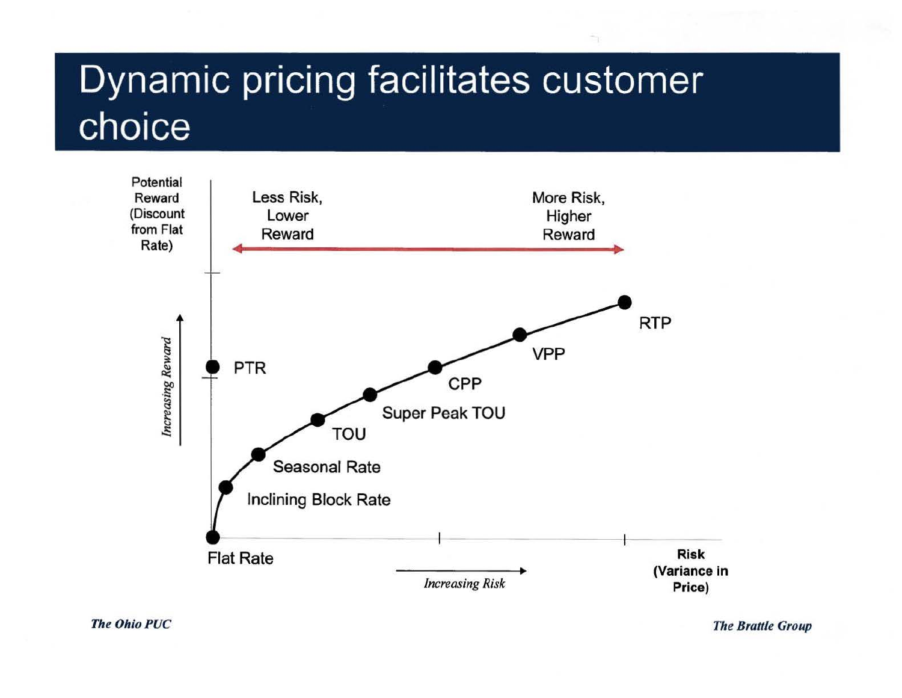# Dynamic pricing facilitates customer choice

Potential Reward (Discount from Flat Rate)

Less Risk, Lower Reward

More Risk, Higher Reward

*Increasing Reward*

PTR

RTP

VPP

CPP

Super Peak TOU

TOU

Seasonal Rate

Inclining Block Rate

Flat Rate

*Increasing Risk*

**Risk (Variance in Price)**

***The Ohio PUC***

***The Brattle Group***